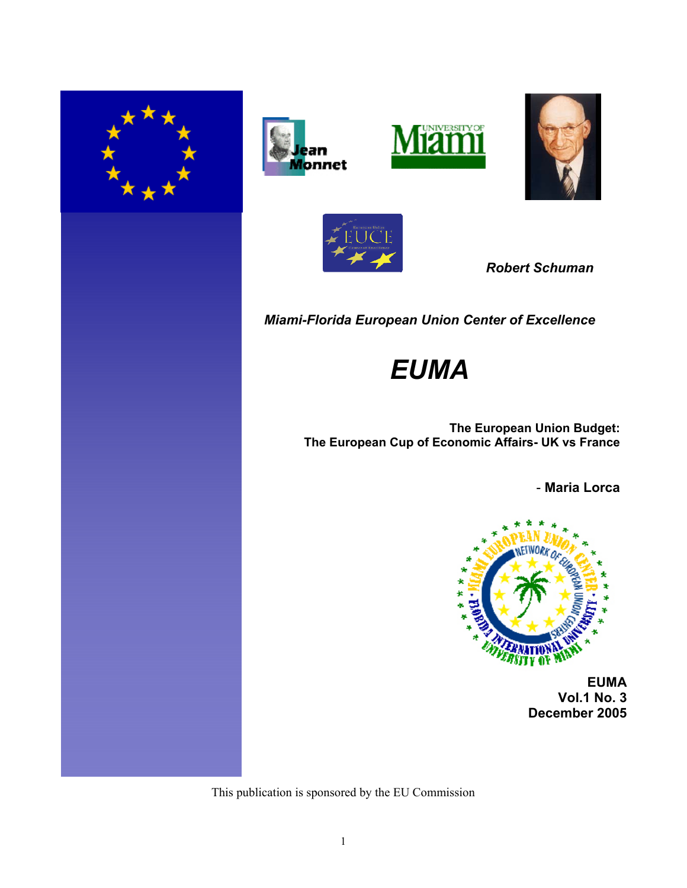Robert Schuman

*Miami-Florida European Union Center of Excellence*

# *EUMA*

**The European Union Budget:**
**The European Cup of Economic Affairs- UK vs France**

\- **Maria Lorca**

**EUMA**
**Vol.1 No. 3**
**December 2005**

This publication is sponsored by the EU Commission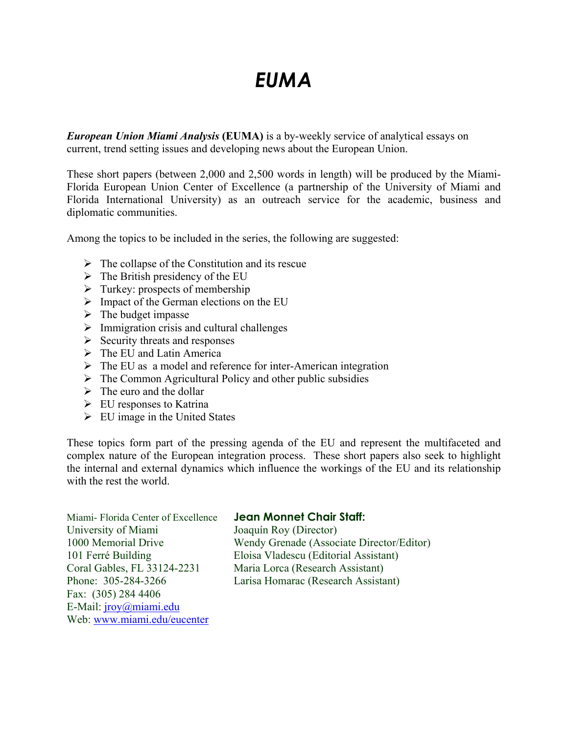# *EUMA*

***European Union Miami Analysis*** **(EUMA)** is a by-weekly service of analytical essays on current, trend setting issues and developing news about the European Union.

These short papers (between 2,000 and 2,500 words in length) will be produced by the Miami-Florida European Union Center of Excellence (a partnership of the University of Miami and Florida International University) as an outreach service for the academic, business and diplomatic communities.

Among the topics to be included in the series, the following are suggested:

- The collapse of the Constitution and its rescue
- The British presidency of the EU
- Turkey: prospects of membership
- Impact of the German elections on the EU
- The budget impasse
- Immigration crisis and cultural challenges
- Security threats and responses
- The EU and Latin America
- The EU as a model and reference for inter-American integration
- The Common Agricultural Policy and other public subsidies
- The euro and the dollar
- EU responses to Katrina
- EU image in the United States

These topics form part of the pressing agenda of the EU and represent the multifaceted and complex nature of the European integration process. These short papers also seek to highlight the internal and external dynamics which influence the workings of the EU and its relationship with the rest the world.

Miami- Florida Center of Excellence
University of Miami
1000 Memorial Drive
101 Ferré Building
Coral Gables, FL 33124-2231
Phone: 305-284-3266
Fax: (305) 284 4406
E-Mail: jroy@miami.edu
Web: www.miami.edu/eucenter

**Jean Monnet Chair Staff:**
Joaquín Roy (Director)
Wendy Grenade (Associate Director/Editor)
Eloisa Vladescu (Editorial Assistant)
Maria Lorca (Research Assistant)
Larisa Homarac (Research Assistant)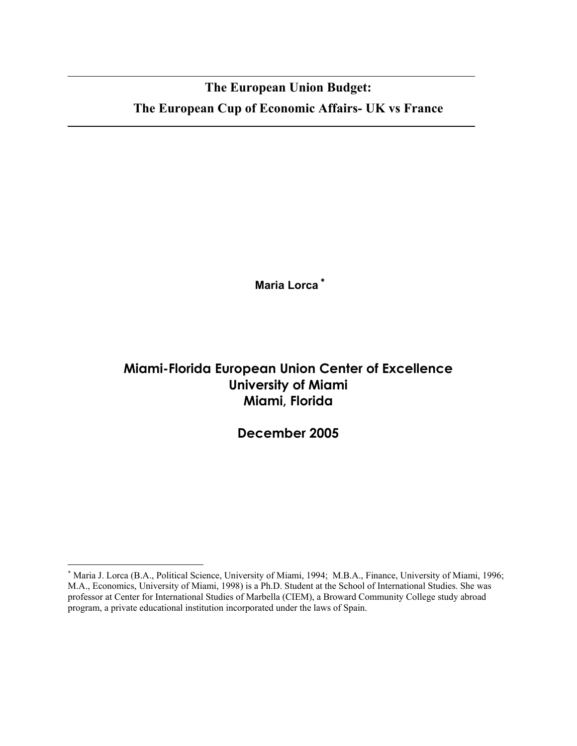# The European Union Budget:
# The European Cup of Economic Affairs- UK vs France

**Maria Lorca** *

**Miami-Florida European Union Center of Excellence**
**University of Miami**
**Miami, Florida**

**December 2005**

* Maria J. Lorca (B.A., Political Science, University of Miami, 1994; M.B.A., Finance, University of Miami, 1996; M.A., Economics, University of Miami, 1998) is a Ph.D. Student at the School of International Studies. She was professor at Center for International Studies of Marbella (CIEM), a Broward Community College study abroad program, a private educational institution incorporated under the laws of Spain.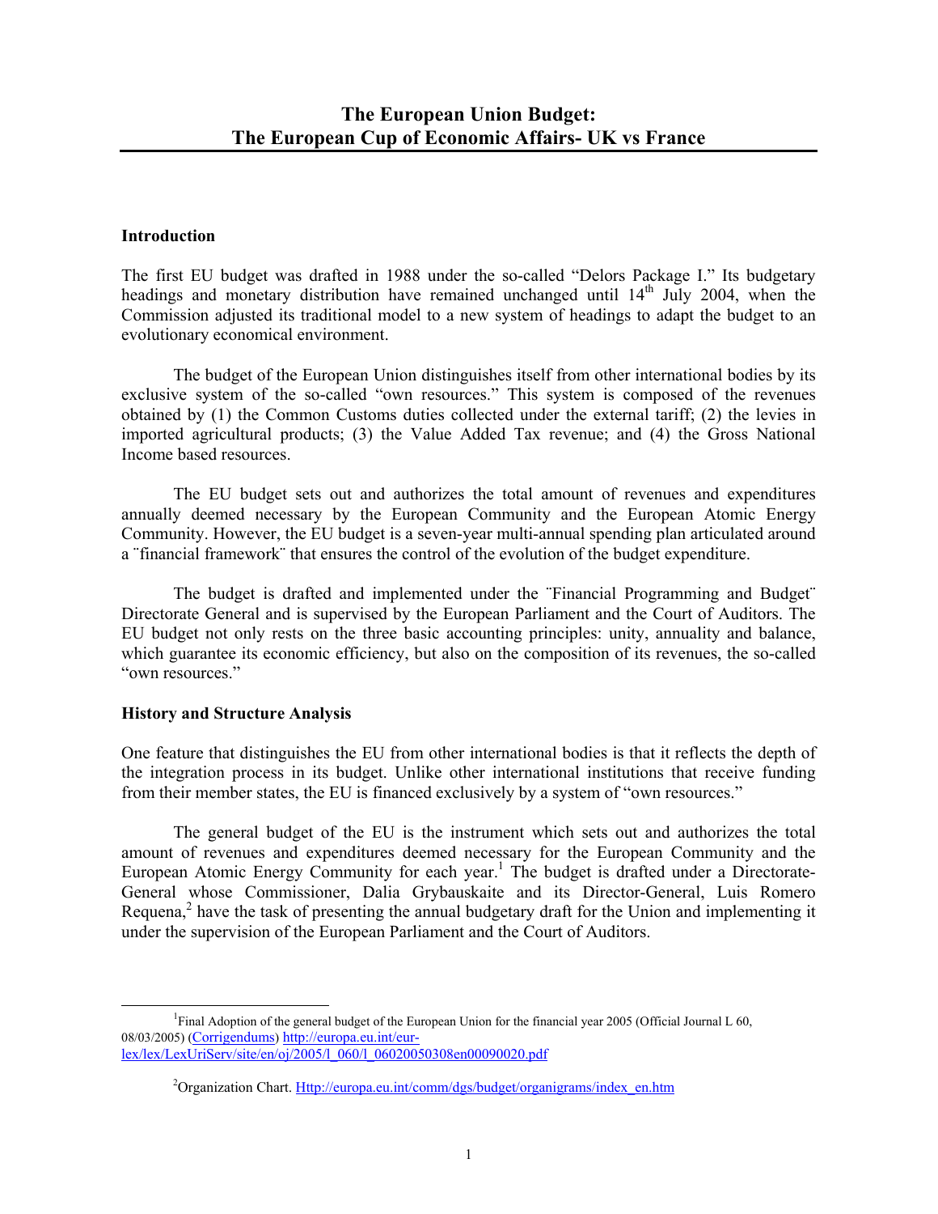# The European Union Budget: The European Cup of Economic Affairs- UK vs France

## Introduction

The first EU budget was drafted in 1988 under the so-called "Delors Package I." Its budgetary headings and monetary distribution have remained unchanged until 14th July 2004, when the Commission adjusted its traditional model to a new system of headings to adapt the budget to an evolutionary economical environment.

The budget of the European Union distinguishes itself from other international bodies by its exclusive system of the so-called "own resources." This system is composed of the revenues obtained by (1) the Common Customs duties collected under the external tariff; (2) the levies in imported agricultural products; (3) the Value Added Tax revenue; and (4) the Gross National Income based resources.

The EU budget sets out and authorizes the total amount of revenues and expenditures annually deemed necessary by the European Community and the European Atomic Energy Community. However, the EU budget is a seven-year multi-annual spending plan articulated around a ¨financial framework¨ that ensures the control of the evolution of the budget expenditure.

The budget is drafted and implemented under the ¨Financial Programming and Budget¨ Directorate General and is supervised by the European Parliament and the Court of Auditors. The EU budget not only rests on the three basic accounting principles: unity, annuality and balance, which guarantee its economic efficiency, but also on the composition of its revenues, the so-called "own resources."

## History and Structure Analysis

One feature that distinguishes the EU from other international bodies is that it reflects the depth of the integration process in its budget. Unlike other international institutions that receive funding from their member states, the EU is financed exclusively by a system of "own resources."

The general budget of the EU is the instrument which sets out and authorizes the total amount of revenues and expenditures deemed necessary for the European Community and the European Atomic Energy Community for each year.[1] The budget is drafted under a Directorate-General whose Commissioner, Dalia Grybauskaite and its Director-General, Luis Romero Requena,[2] have the task of presenting the annual budgetary draft for the Union and implementing it under the supervision of the European Parliament and the Court of Auditors.

---

[1] Final Adoption of the general budget of the European Union for the financial year 2005 (Official Journal L 60, 08/03/2005) (Corrigendums) http://europa.eu.int/eur-lex/lex/LexUriServ/site/en/oj/2005/l_060/l_06020050308en00090020.pdf

[2] Organization Chart. Http://europa.eu.int/comm/dgs/budget/organigrams/index_en.htm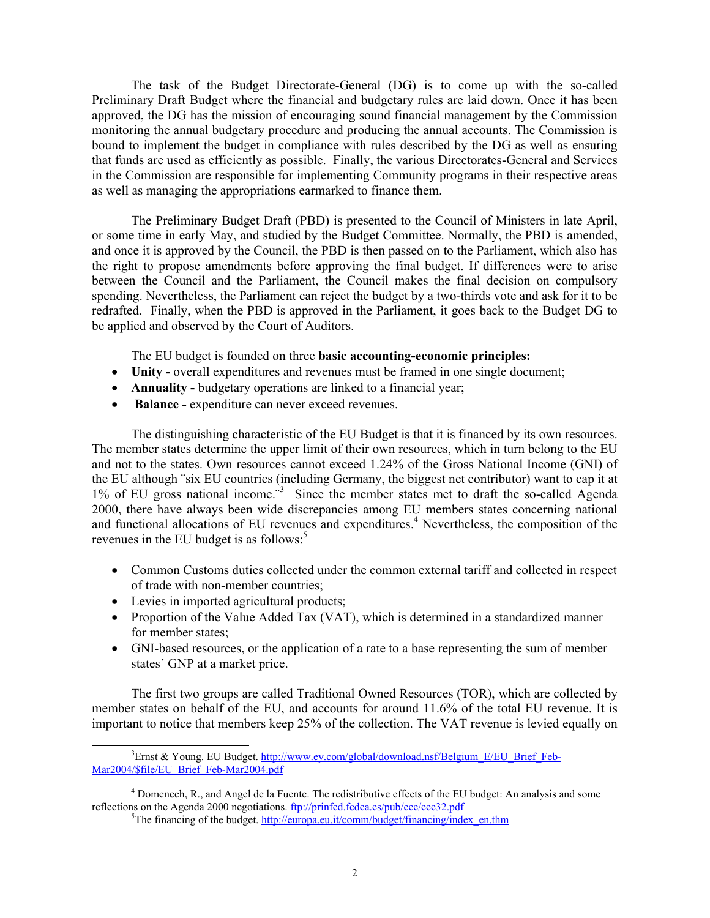The task of the Budget Directorate-General (DG) is to come up with the so-called Preliminary Draft Budget where the financial and budgetary rules are laid down. Once it has been approved, the DG has the mission of encouraging sound financial management by the Commission monitoring the annual budgetary procedure and producing the annual accounts. The Commission is bound to implement the budget in compliance with rules described by the DG as well as ensuring that funds are used as efficiently as possible. Finally, the various Directorates-General and Services in the Commission are responsible for implementing Community programs in their respective areas as well as managing the appropriations earmarked to finance them.

The Preliminary Budget Draft (PBD) is presented to the Council of Ministers in late April, or some time in early May, and studied by the Budget Committee. Normally, the PBD is amended, and once it is approved by the Council, the PBD is then passed on to the Parliament, which also has the right to propose amendments before approving the final budget. If differences were to arise between the Council and the Parliament, the Council makes the final decision on compulsory spending. Nevertheless, the Parliament can reject the budget by a two-thirds vote and ask for it to be redrafted. Finally, when the PBD is approved in the Parliament, it goes back to the Budget DG to be applied and observed by the Court of Auditors.

The EU budget is founded on three **basic accounting-economic principles:**

- **Unity -** overall expenditures and revenues must be framed in one single document;
- **Annuality -** budgetary operations are linked to a financial year;
- **Balance -** expenditure can never exceed revenues.

The distinguishing characteristic of the EU Budget is that it is financed by its own resources. The member states determine the upper limit of their own resources, which in turn belong to the EU and not to the states. Own resources cannot exceed 1.24% of the Gross National Income (GNI) of the EU although ¨six EU countries (including Germany, the biggest net contributor) want to cap it at 1% of EU gross national income.¨[3] Since the member states met to draft the so-called Agenda 2000, there have always been wide discrepancies among EU members states concerning national and functional allocations of EU revenues and expenditures.[4] Nevertheless, the composition of the revenues in the EU budget is as follows:[5]

- Common Customs duties collected under the common external tariff and collected in respect of trade with non-member countries;
- Levies in imported agricultural products;
- Proportion of the Value Added Tax (VAT), which is determined in a standardized manner for member states;
- GNI-based resources, or the application of a rate to a base representing the sum of member states´ GNP at a market price.

The first two groups are called Traditional Owned Resources (TOR), which are collected by member states on behalf of the EU, and accounts for around 11.6% of the total EU revenue. It is important to notice that members keep 25% of the collection. The VAT revenue is levied equally on

---

[3] Ernst & Young. EU Budget. http://www.ey.com/global/download.nsf/Belgium_E/EU_Brief_Feb-Mar2004/$file/EU_Brief_Feb-Mar2004.pdf

[4] Domenech, R., and Angel de la Fuente. The redistributive effects of the EU budget: An analysis and some reflections on the Agenda 2000 negotiations. ftp://prinfed.fedea.es/pub/eee/eee32.pdf

[5] The financing of the budget. http://europa.eu.it/comm/budget/financing/index_en.thm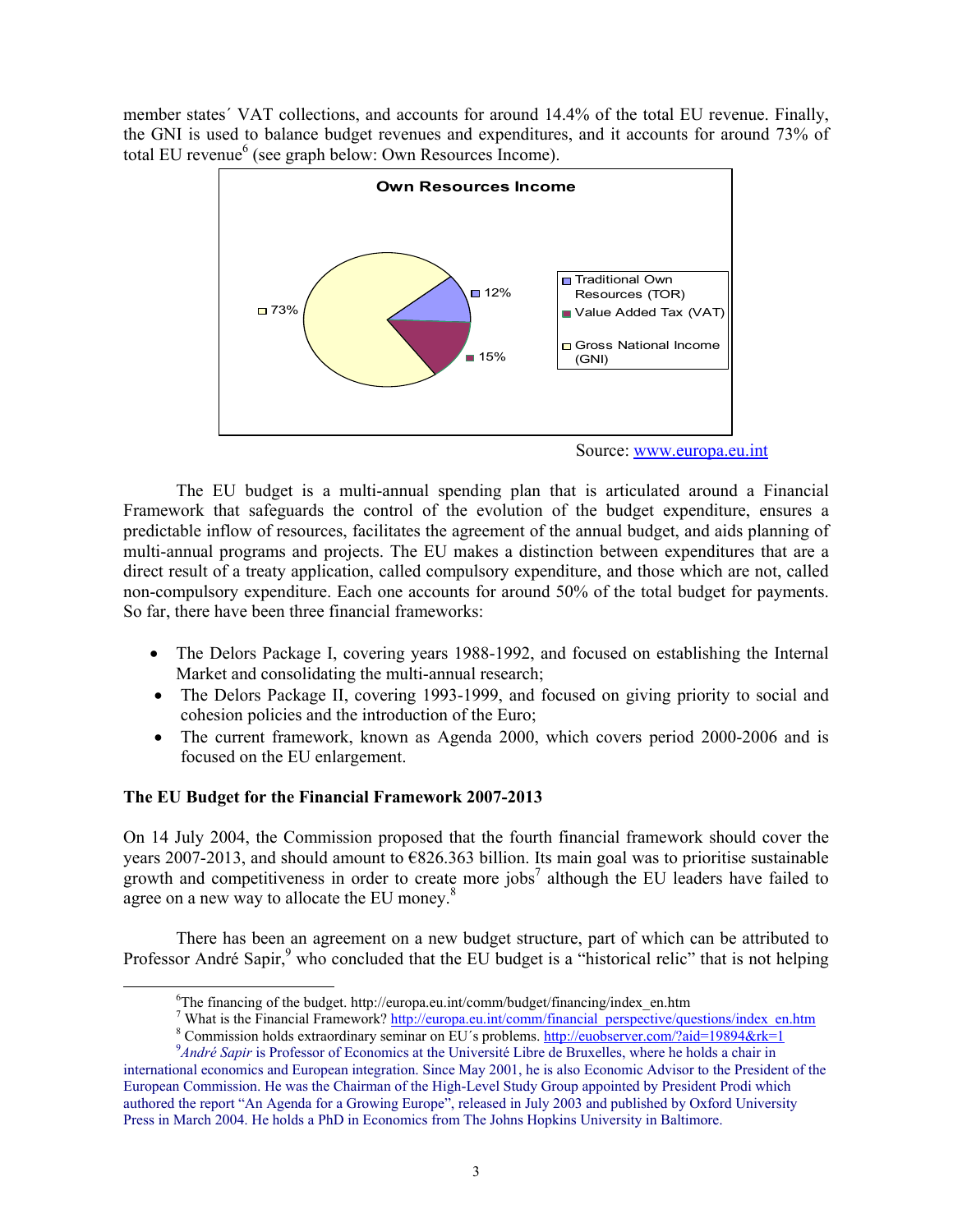member states´ VAT collections, and accounts for around 14.4% of the total EU revenue. Finally, the GNI is used to balance budget revenues and expenditures, and it accounts for around 73% of total EU revenue[6] (see graph below: Own Resources Income).

**Own Resources Income**

| Source | Share |
|---|---|
| Traditional Own Resources (TOR) | 12% |
| Value Added Tax (VAT) | 15% |
| Gross National Income (GNI) | 73% |

Source: www.europa.eu.int

The EU budget is a multi-annual spending plan that is articulated around a Financial Framework that safeguards the control of the evolution of the budget expenditure, ensures a predictable inflow of resources, facilitates the agreement of the annual budget, and aids planning of multi-annual programs and projects. The EU makes a distinction between expenditures that are a direct result of a treaty application, called compulsory expenditure, and those which are not, called non-compulsory expenditure. Each one accounts for around 50% of the total budget for payments. So far, there have been three financial frameworks:

- The Delors Package I, covering years 1988-1992, and focused on establishing the Internal Market and consolidating the multi-annual research;
- The Delors Package II, covering 1993-1999, and focused on giving priority to social and cohesion policies and the introduction of the Euro;
- The current framework, known as Agenda 2000, which covers period 2000-2006 and is focused on the EU enlargement.

**The EU Budget for the Financial Framework 2007-2013**

On 14 July 2004, the Commission proposed that the fourth financial framework should cover the years 2007-2013, and should amount to €826.363 billion. Its main goal was to prioritise sustainable growth and competitiveness in order to create more jobs[7] although the EU leaders have failed to agree on a new way to allocate the EU money.[8]

There has been an agreement on a new budget structure, part of which can be attributed to Professor André Sapir,[9] who concluded that the EU budget is a "historical relic" that is not helping

---

[6] The financing of the budget. http://europa.eu.int/comm/budget/financing/index_en.htm

[7] What is the Financial Framework? http://europa.eu.int/comm/financial_perspective/questions/index_en.htm

[8] Commission holds extraordinary seminar on EU´s problems. http://euobserver.com/?aid=19894&rk=1

[9] *André Sapir* is Professor of Economics at the Université Libre de Bruxelles, where he holds a chair in international economics and European integration. Since May 2001, he is also Economic Advisor to the President of the European Commission. He was the Chairman of the High-Level Study Group appointed by President Prodi which authored the report "An Agenda for a Growing Europe", released in July 2003 and published by Oxford University Press in March 2004. He holds a PhD in Economics from The Johns Hopkins University in Baltimore.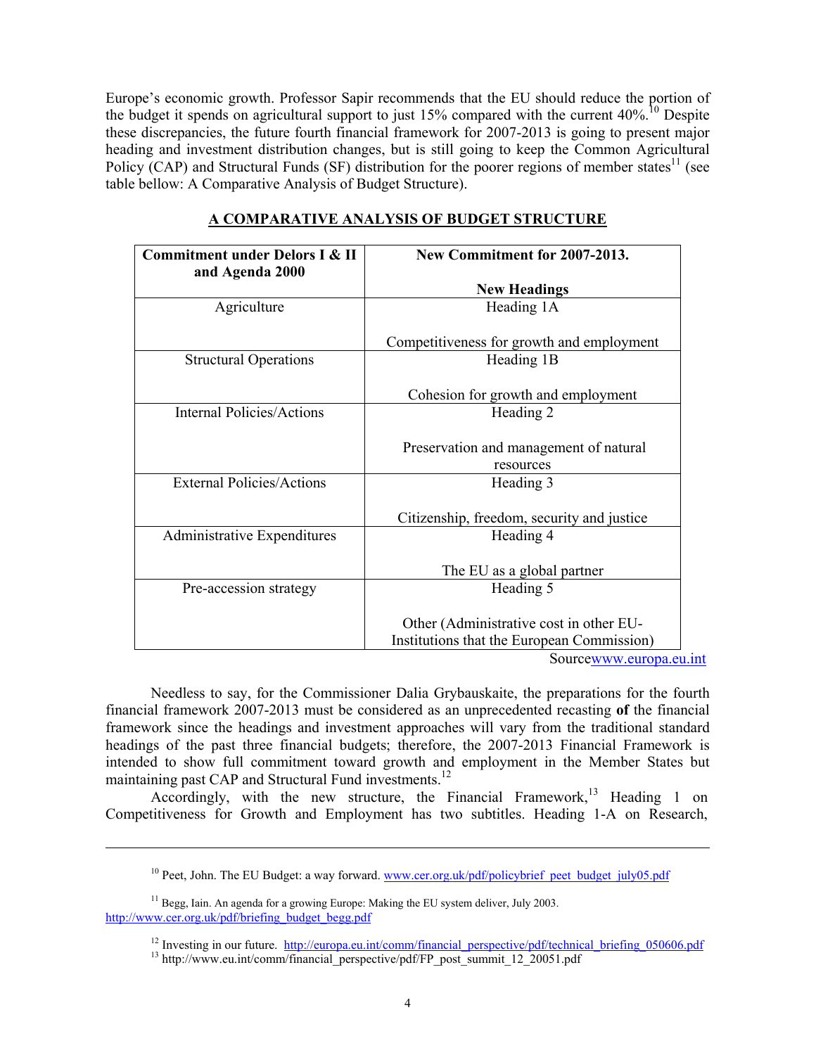Europe's economic growth. Professor Sapir recommends that the EU should reduce the portion of the budget it spends on agricultural support to just 15% compared with the current 40%.[10] Despite these discrepancies, the future fourth financial framework for 2007-2013 is going to present major heading and investment distribution changes, but is still going to keep the Common Agricultural Policy (CAP) and Structural Funds (SF) distribution for the poorer regions of member states[11] (see table bellow: A Comparative Analysis of Budget Structure).

**A COMPARATIVE ANALYSIS OF BUDGET STRUCTURE**

| **Commitment under Delors I & II and Agenda 2000** | **New Commitment for 2007-2013.**<br><br>**New Headings** |
|---|---|
| Agriculture | Heading 1A<br><br>Competitiveness for growth and employment |
| Structural Operations | Heading 1B<br><br>Cohesion for growth and employment |
| Internal Policies/Actions | Heading 2<br><br>Preservation and management of natural resources |
| External Policies/Actions | Heading 3<br><br>Citizenship, freedom, security and justice |
| Administrative Expenditures | Heading 4<br><br>The EU as a global partner |
| Pre-accession strategy | Heading 5<br><br>Other (Administrative cost in other EU-Institutions that the European Commission) |

Sourcewww.europa.eu.int

Needless to say, for the Commissioner Dalia Grybauskaite, the preparations for the fourth financial framework 2007-2013 must be considered as an unprecedented recasting **of** the financial framework since the headings and investment approaches will vary from the traditional standard headings of the past three financial budgets; therefore, the 2007-2013 Financial Framework is intended to show full commitment toward growth and employment in the Member States but maintaining past CAP and Structural Fund investments.[12]

Accordingly, with the new structure, the Financial Framework,[13] Heading 1 on Competitiveness for Growth and Employment has two subtitles. Heading 1-A on Research,

---

[10] Peet, John. The EU Budget: a way forward. www.cer.org.uk/pdf/policybrief_peet_budget_july05.pdf

[11] Begg, Iain. An agenda for a growing Europe: Making the EU system deliver, July 2003. http://www.cer.org.uk/pdf/briefing_budget_begg.pdf

[12] Investing in our future. http://europa.eu.int/comm/financial_perspective/pdf/technical_briefing_050606.pdf

[13] http://www.eu.int/comm/financial_perspective/pdf/FP_post_summit_12_20051.pdf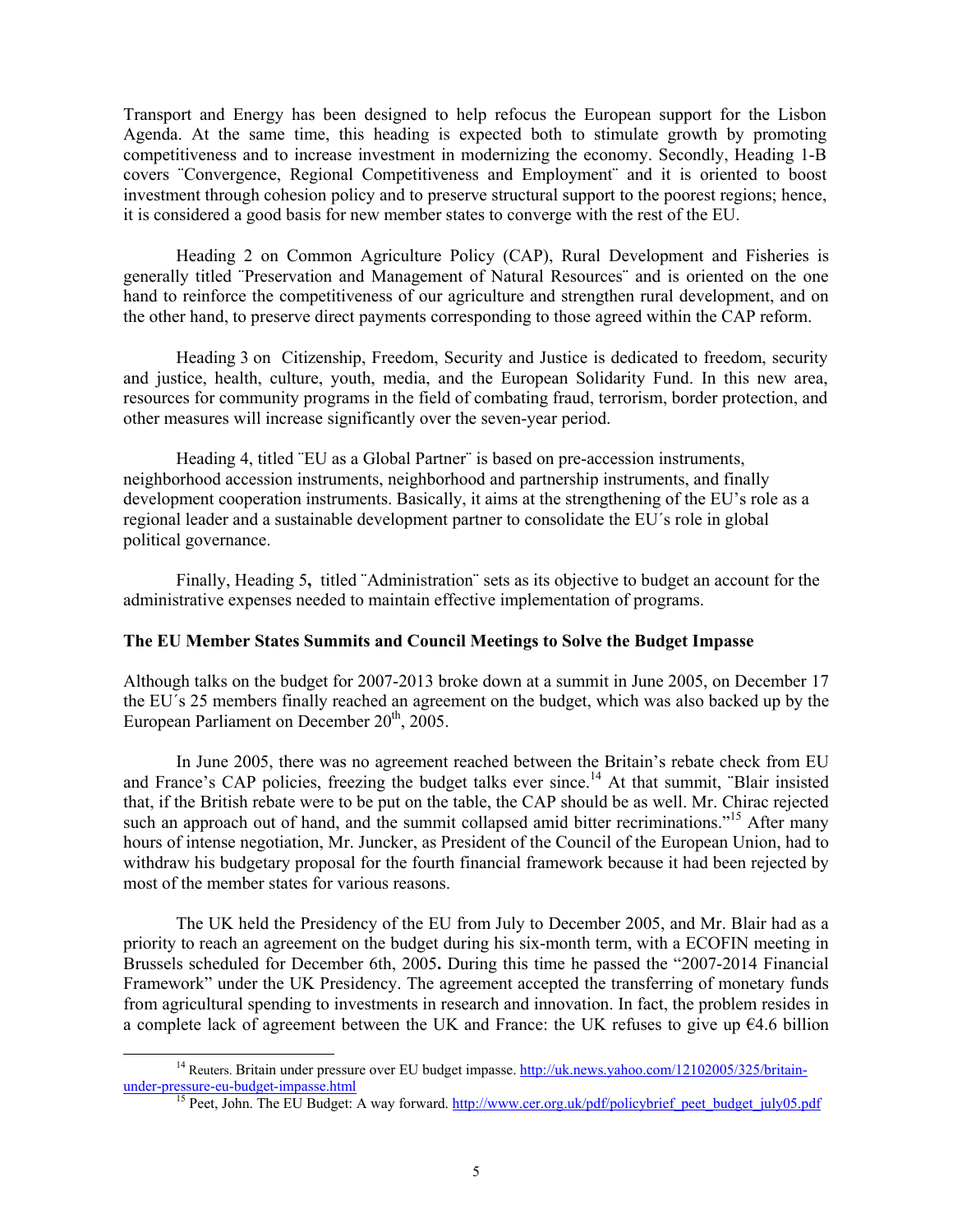Transport and Energy has been designed to help refocus the European support for the Lisbon Agenda. At the same time, this heading is expected both to stimulate growth by promoting competitiveness and to increase investment in modernizing the economy. Secondly, Heading 1-B covers ¨Convergence, Regional Competitiveness and Employment¨ and it is oriented to boost investment through cohesion policy and to preserve structural support to the poorest regions; hence, it is considered a good basis for new member states to converge with the rest of the EU.

Heading 2 on Common Agriculture Policy (CAP), Rural Development and Fisheries is generally titled ¨Preservation and Management of Natural Resources¨ and is oriented on the one hand to reinforce the competitiveness of our agriculture and strengthen rural development, and on the other hand, to preserve direct payments corresponding to those agreed within the CAP reform.

Heading 3 on Citizenship, Freedom, Security and Justice is dedicated to freedom, security and justice, health, culture, youth, media, and the European Solidarity Fund. In this new area, resources for community programs in the field of combating fraud, terrorism, border protection, and other measures will increase significantly over the seven-year period.

Heading 4, titled ¨EU as a Global Partner¨ is based on pre-accession instruments, neighborhood accession instruments, neighborhood and partnership instruments, and finally development cooperation instruments. Basically, it aims at the strengthening of the EU's role as a regional leader and a sustainable development partner to consolidate the EU´s role in global political governance.

Finally, Heading 5**,** titled ¨Administration¨ sets as its objective to budget an account for the administrative expenses needed to maintain effective implementation of programs.

**The EU Member States Summits and Council Meetings to Solve the Budget Impasse**

Although talks on the budget for 2007-2013 broke down at a summit in June 2005, on December 17 the EU´s 25 members finally reached an agreement on the budget, which was also backed up by the European Parliament on December 20th, 2005.

In June 2005, there was no agreement reached between the Britain's rebate check from EU and France's CAP policies, freezing the budget talks ever since.[14] At that summit, ¨Blair insisted that, if the British rebate were to be put on the table, the CAP should be as well. Mr. Chirac rejected such an approach out of hand, and the summit collapsed amid bitter recriminations."[15] After many hours of intense negotiation, Mr. Juncker, as President of the Council of the European Union, had to withdraw his budgetary proposal for the fourth financial framework because it had been rejected by most of the member states for various reasons.

The UK held the Presidency of the EU from July to December 2005, and Mr. Blair had as a priority to reach an agreement on the budget during his six-month term, with a ECOFIN meeting in Brussels scheduled for December 6th, 2005**.** During this time he passed the "2007-2014 Financial Framework" under the UK Presidency. The agreement accepted the transferring of monetary funds from agricultural spending to investments in research and innovation. In fact, the problem resides in a complete lack of agreement between the UK and France: the UK refuses to give up €4.6 billion

---

[14] Reuters. Britain under pressure over EU budget impasse. http://uk.news.yahoo.com/12102005/325/britain-under-pressure-eu-budget-impasse.html

[15] Peet, John. The EU Budget: A way forward. http://www.cer.org.uk/pdf/policybrief_peet_budget_july05.pdf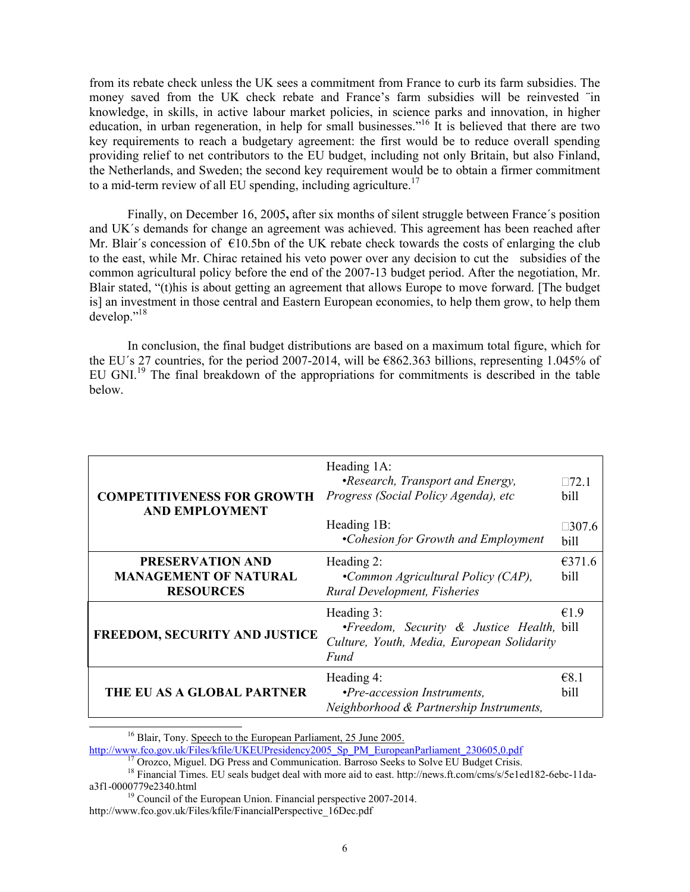from its rebate check unless the UK sees a commitment from France to curb its farm subsidies. The money saved from the UK check rebate and France's farm subsidies will be reinvested ¨in knowledge, in skills, in active labour market policies, in science parks and innovation, in higher education, in urban regeneration, in help for small businesses."[16] It is believed that there are two key requirements to reach a budgetary agreement: the first would be to reduce overall spending providing relief to net contributors to the EU budget, including not only Britain, but also Finland, the Netherlands, and Sweden; the second key requirement would be to obtain a firmer commitment to a mid-term review of all EU spending, including agriculture.[17]

Finally, on December 16, 2005**,** after six months of silent struggle between France´s position and UK´s demands for change an agreement was achieved. This agreement has been reached after Mr. Blair´s concession of €10.5bn of the UK rebate check towards the costs of enlarging the club to the east, while Mr. Chirac retained his veto power over any decision to cut the subsidies of the common agricultural policy before the end of the 2007-13 budget period. After the negotiation, Mr. Blair stated, "(t)his is about getting an agreement that allows Europe to move forward. [The budget is] an investment in those central and Eastern European economies, to help them grow, to help them develop."[18]

In conclusion, the final budget distributions are based on a maximum total figure, which for the EU´s 27 countries, for the period 2007-2014, will be €862.363 billions, representing 1.045% of EU GNI.[19] The final breakdown of the appropriations for commitments is described in the table below.

| | | |
|---|---|---|
| **COMPETITIVENESS FOR GROWTH AND EMPLOYMENT** | Heading 1A: •*Research, Transport and Energy, Progress (Social Policy Agenda), etc* | 72.1 bill |
| | Heading 1B: •*Cohesion for Growth and Employment* | 307.6 bill |
| **PRESERVATION AND MANAGEMENT OF NATURAL RESOURCES** | Heading 2: •*Common Agricultural Policy (CAP), Rural Development, Fisheries* | €371.6 bill |
| **FREEDOM, SECURITY AND JUSTICE** | Heading 3: •*Freedom, Security & Justice Health, Culture, Youth, Media, European Solidarity Fund* | €1.9 bill |
| **THE EU AS A GLOBAL PARTNER** | Heading 4: •*Pre-accession Instruments, Neighborhood & Partnership Instruments,* | €8.1 bill |

[16] Blair, Tony. Speech to the European Parliament, 25 June 2005. http://www.fco.gov.uk/Files/kfile/UKEUPresidency2005_Sp_PM_EuropeanParliament_230605,0.pdf

[17] Orozco, Miguel. DG Press and Communication. Barroso Seeks to Solve EU Budget Crisis.

[18] Financial Times. EU seals budget deal with more aid to east. http://news.ft.com/cms/s/5e1ed182-6ebc-11da-a3f1-0000779e2340.html

[19] Council of the European Union. Financial perspective 2007-2014. http://www.fco.gov.uk/Files/kfile/FinancialPerspective_16Dec.pdf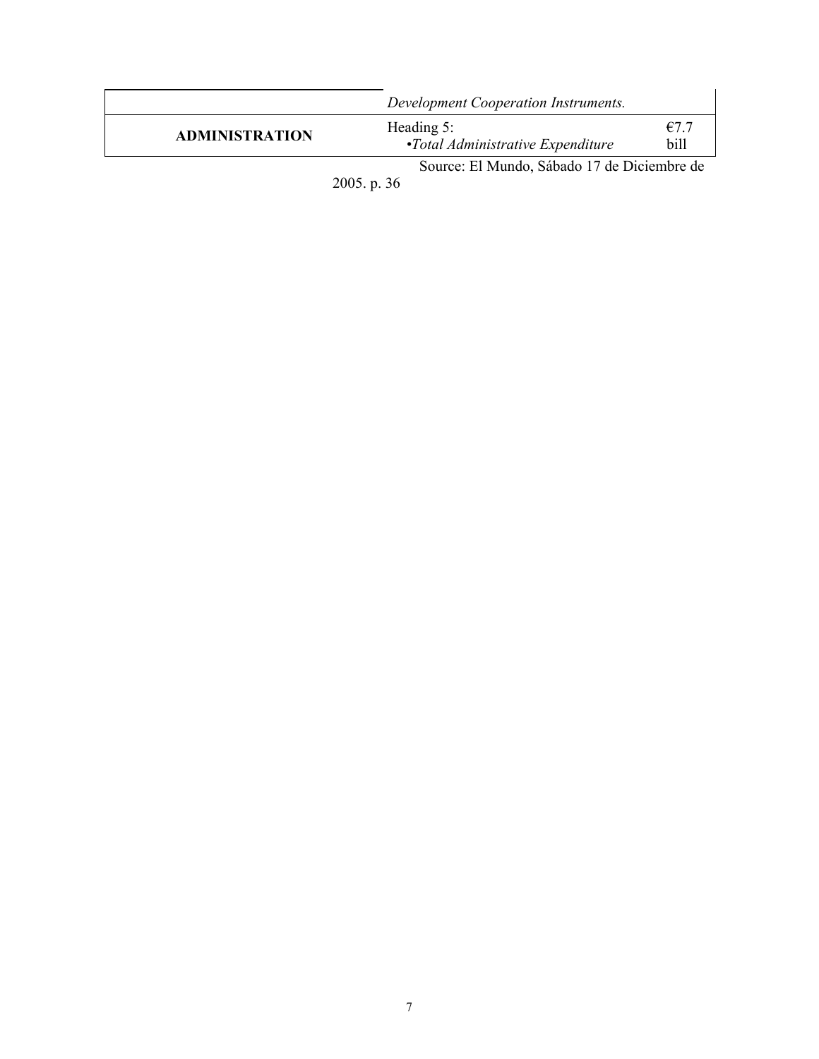| | | |
|---|---|---|
| | *Development Cooperation Instruments.* | |
| **ADMINISTRATION** | Heading 5:<br>•*Total Administrative Expenditure* | €7.7 bill |

Source: El Mundo, Sábado 17 de Diciembre de 2005. p. 36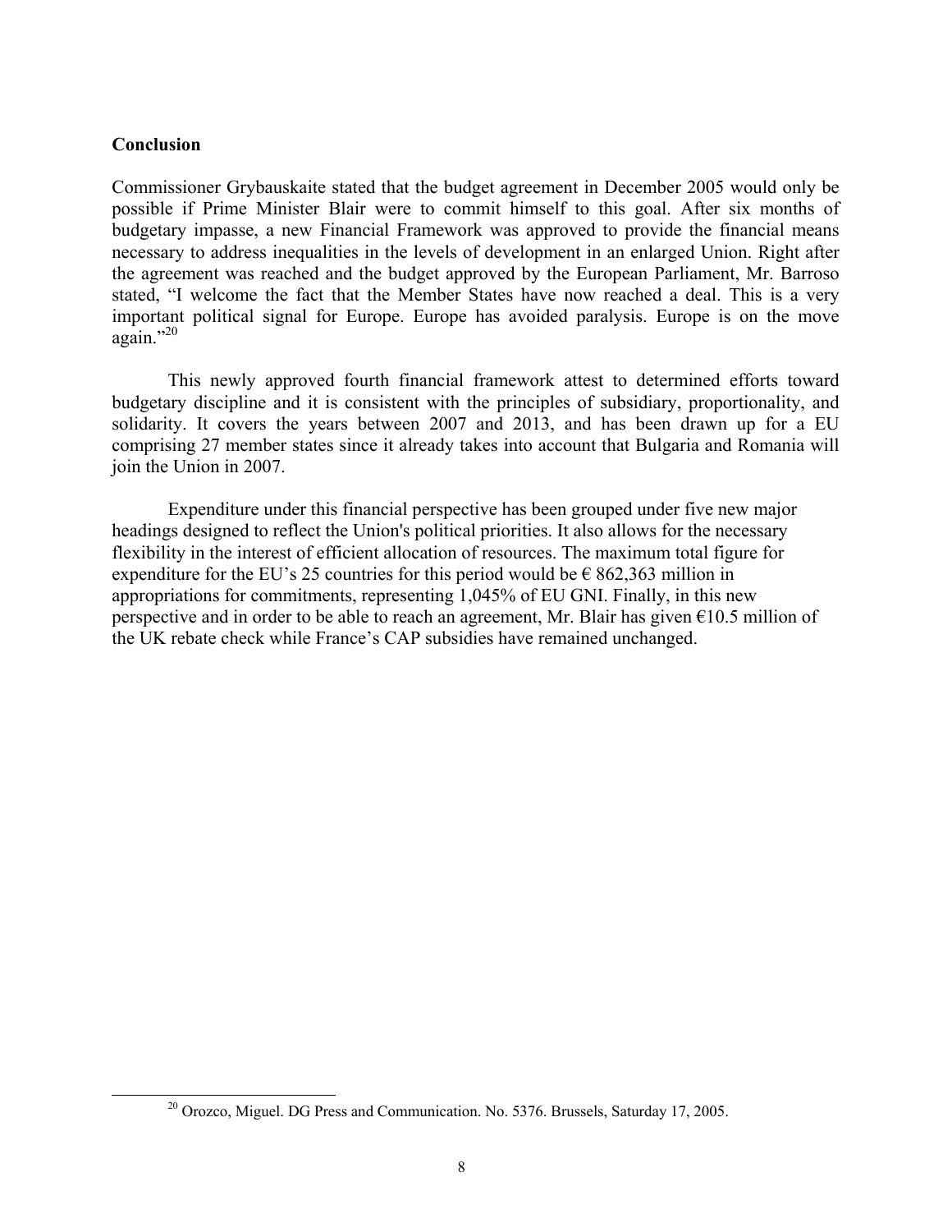**Conclusion**

Commissioner Grybauskaite stated that the budget agreement in December 2005 would only be possible if Prime Minister Blair were to commit himself to this goal. After six months of budgetary impasse, a new Financial Framework was approved to provide the financial means necessary to address inequalities in the levels of development in an enlarged Union. Right after the agreement was reached and the budget approved by the European Parliament, Mr. Barroso stated, "I welcome the fact that the Member States have now reached a deal. This is a very important political signal for Europe. Europe has avoided paralysis. Europe is on the move again."[20]

This newly approved fourth financial framework attest to determined efforts toward budgetary discipline and it is consistent with the principles of subsidiary, proportionality, and solidarity. It covers the years between 2007 and 2013, and has been drawn up for a EU comprising 27 member states since it already takes into account that Bulgaria and Romania will join the Union in 2007.

Expenditure under this financial perspective has been grouped under five new major headings designed to reflect the Union's political priorities. It also allows for the necessary flexibility in the interest of efficient allocation of resources. The maximum total figure for expenditure for the EU's 25 countries for this period would be € 862,363 million in appropriations for commitments, representing 1,045% of EU GNI. Finally, in this new perspective and in order to be able to reach an agreement, Mr. Blair has given €10.5 million of the UK rebate check while France's CAP subsidies have remained unchanged.

[20] Orozco, Miguel. DG Press and Communication. No. 5376. Brussels, Saturday 17, 2005.